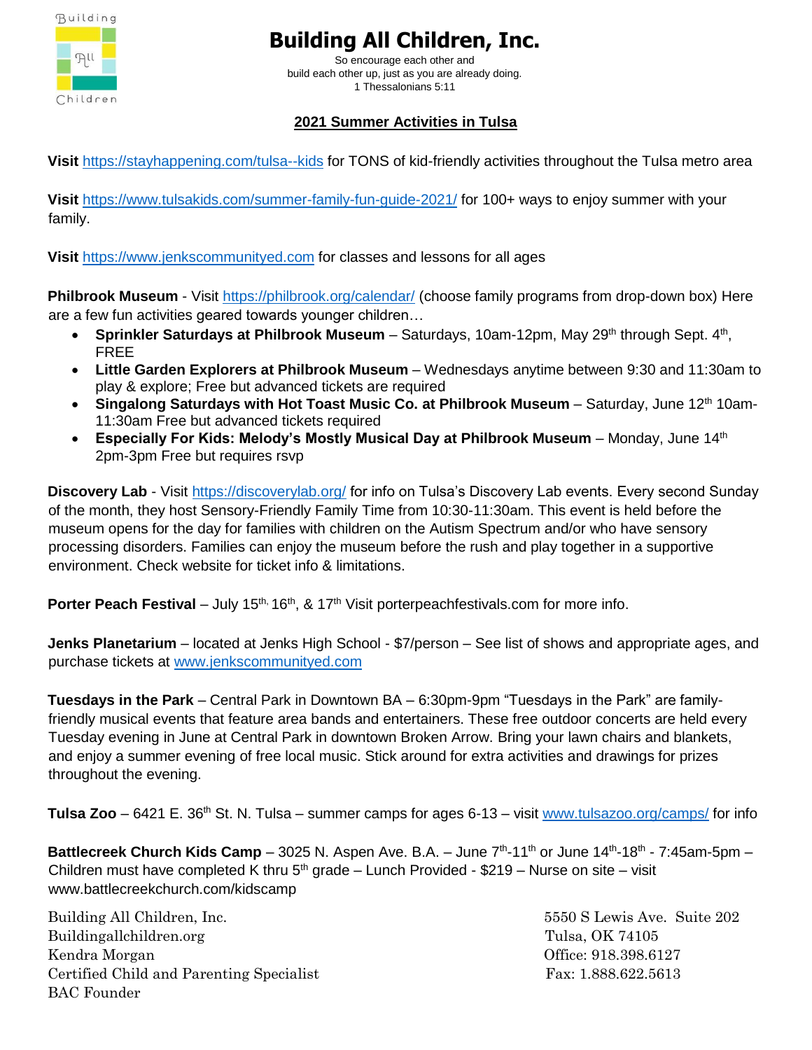# Building All Children, Inc.

So encourage each other and
build each other up, just as you are already doing.
1 Thessalonians 5:11

## 2021 Summer Activities in Tulsa

**Visit** https://stayhappening.com/tulsa--kids for TONS of kid-friendly activities throughout the Tulsa metro area

**Visit** https://www.tulsakids.com/summer-family-fun-guide-2021/ for 100+ ways to enjoy summer with your family.

**Visit** https://www.jenkscommunityed.com for classes and lessons for all ages

**Philbrook Museum** - Visit https://philbrook.org/calendar/ (choose family programs from drop-down box) Here are a few fun activities geared towards younger children…

- **Sprinkler Saturdays at Philbrook Museum** – Saturdays, 10am-12pm, May 29th through Sept. 4th, FREE
- **Little Garden Explorers at Philbrook Museum** – Wednesdays anytime between 9:30 and 11:30am to play & explore; Free but advanced tickets are required
- **Singalong Saturdays with Hot Toast Music Co. at Philbrook Museum** – Saturday, June 12th 10am-11:30am Free but advanced tickets required
- **Especially For Kids: Melody's Mostly Musical Day at Philbrook Museum** – Monday, June 14th 2pm-3pm Free but requires rsvp

**Discovery Lab** - Visit https://discoverylab.org/ for info on Tulsa's Discovery Lab events. Every second Sunday of the month, they host Sensory-Friendly Family Time from 10:30-11:30am. This event is held before the museum opens for the day for families with children on the Autism Spectrum and/or who have sensory processing disorders. Families can enjoy the museum before the rush and play together in a supportive environment. Check website for ticket info & limitations.

**Porter Peach Festival** – July 15th, 16th, & 17th Visit porterpeachfestivals.com for more info.

**Jenks Planetarium** – located at Jenks High School - $7/person – See list of shows and appropriate ages, and purchase tickets at www.jenkscommunityed.com

**Tuesdays in the Park** – Central Park in Downtown BA – 6:30pm-9pm "Tuesdays in the Park" are family-friendly musical events that feature area bands and entertainers. These free outdoor concerts are held every Tuesday evening in June at Central Park in downtown Broken Arrow. Bring your lawn chairs and blankets, and enjoy a summer evening of free local music. Stick around for extra activities and drawings for prizes throughout the evening.

**Tulsa Zoo** – 6421 E. 36th St. N. Tulsa – summer camps for ages 6-13 – visit www.tulsazoo.org/camps/ for info

**Battlecreek Church Kids Camp** – 3025 N. Aspen Ave. B.A. – June 7th-11th or June 14th-18th - 7:45am-5pm – Children must have completed K thru 5th grade – Lunch Provided - $219 – Nurse on site – visit www.battlecreekchurch.com/kidscamp

Building All Children, Inc.
Buildingallchildren.org
Kendra Morgan
Certified Child and Parenting Specialist
BAC Founder

5550 S Lewis Ave. Suite 202
Tulsa, OK 74105
Office: 918.398.6127
Fax: 1.888.622.5613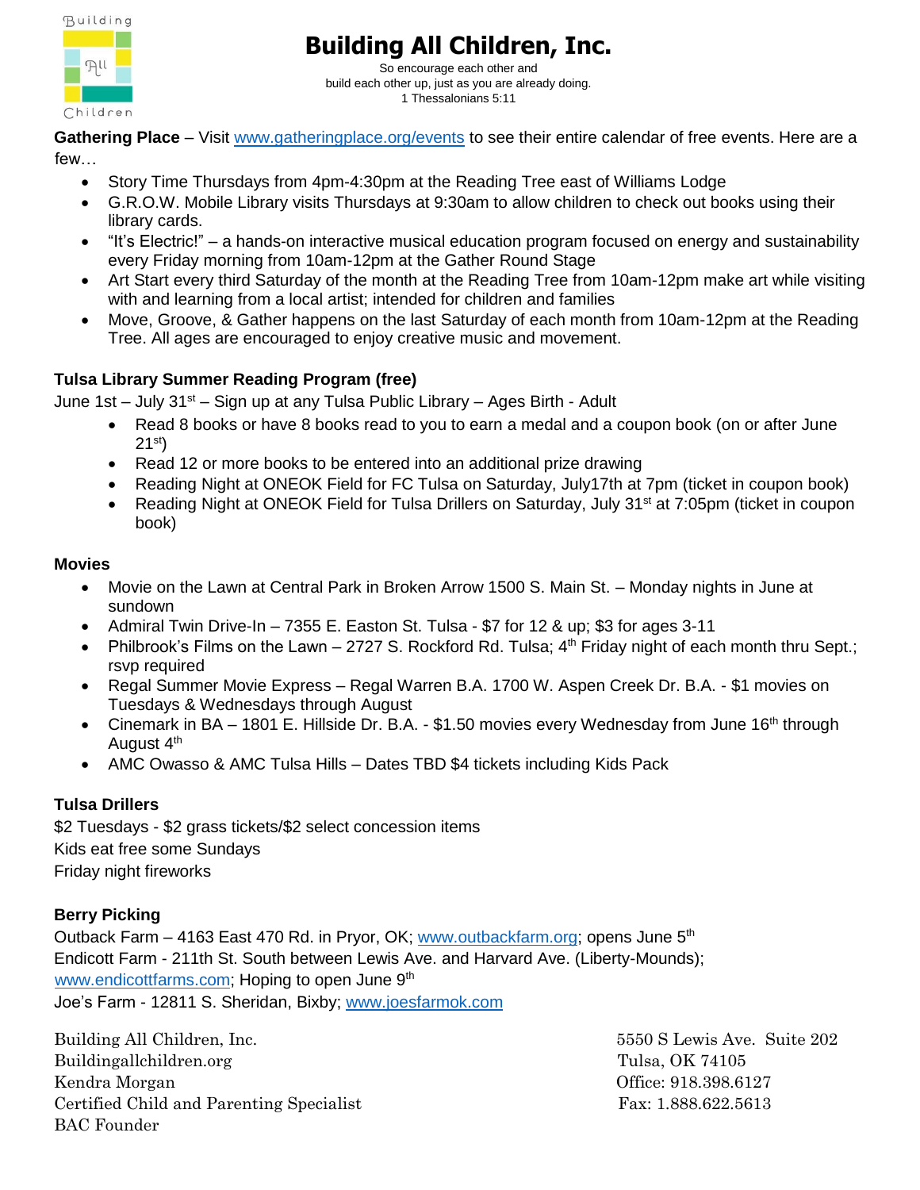# Building All Children, Inc.

So encourage each other and
build each other up, just as you are already doing.
1 Thessalonians 5:11

**Gathering Place** – Visit www.gatheringplace.org/events to see their entire calendar of free events. Here are a few…

- Story Time Thursdays from 4pm-4:30pm at the Reading Tree east of Williams Lodge
- G.R.O.W. Mobile Library visits Thursdays at 9:30am to allow children to check out books using their library cards.
- "It's Electric!" – a hands-on interactive musical education program focused on energy and sustainability every Friday morning from 10am-12pm at the Gather Round Stage
- Art Start every third Saturday of the month at the Reading Tree from 10am-12pm make art while visiting with and learning from a local artist; intended for children and families
- Move, Groove, & Gather happens on the last Saturday of each month from 10am-12pm at the Reading Tree. All ages are encouraged to enjoy creative music and movement.

**Tulsa Library Summer Reading Program (free)**

June 1st – July 31st – Sign up at any Tulsa Public Library – Ages Birth - Adult

- Read 8 books or have 8 books read to you to earn a medal and a coupon book (on or after June 21st)
- Read 12 or more books to be entered into an additional prize drawing
- Reading Night at ONEOK Field for FC Tulsa on Saturday, July17th at 7pm (ticket in coupon book)
- Reading Night at ONEOK Field for Tulsa Drillers on Saturday, July 31st at 7:05pm (ticket in coupon book)

**Movies**

- Movie on the Lawn at Central Park in Broken Arrow 1500 S. Main St. – Monday nights in June at sundown
- Admiral Twin Drive-In – 7355 E. Easton St. Tulsa - $7 for 12 & up; $3 for ages 3-11
- Philbrook's Films on the Lawn – 2727 S. Rockford Rd. Tulsa; 4th Friday night of each month thru Sept.; rsvp required
- Regal Summer Movie Express – Regal Warren B.A. 1700 W. Aspen Creek Dr. B.A. - $1 movies on Tuesdays & Wednesdays through August
- Cinemark in BA – 1801 E. Hillside Dr. B.A. - $1.50 movies every Wednesday from June 16th through August 4th
- AMC Owasso & AMC Tulsa Hills – Dates TBD $4 tickets including Kids Pack

**Tulsa Drillers**

$2 Tuesdays - $2 grass tickets/$2 select concession items
Kids eat free some Sundays
Friday night fireworks

**Berry Picking**

Outback Farm – 4163 East 470 Rd. in Pryor, OK; www.outbackfarm.org; opens June 5th
Endicott Farm - 211th St. South between Lewis Ave. and Harvard Ave. (Liberty-Mounds); www.endicottfarms.com; Hoping to open June 9th
Joe's Farm - 12811 S. Sheridan, Bixby; www.joesfarmok.com

Building All Children, Inc.
Buildingallchildren.org
Kendra Morgan
Certified Child and Parenting Specialist
BAC Founder

5550 S Lewis Ave. Suite 202
Tulsa, OK 74105
Office: 918.398.6127
Fax: 1.888.622.5613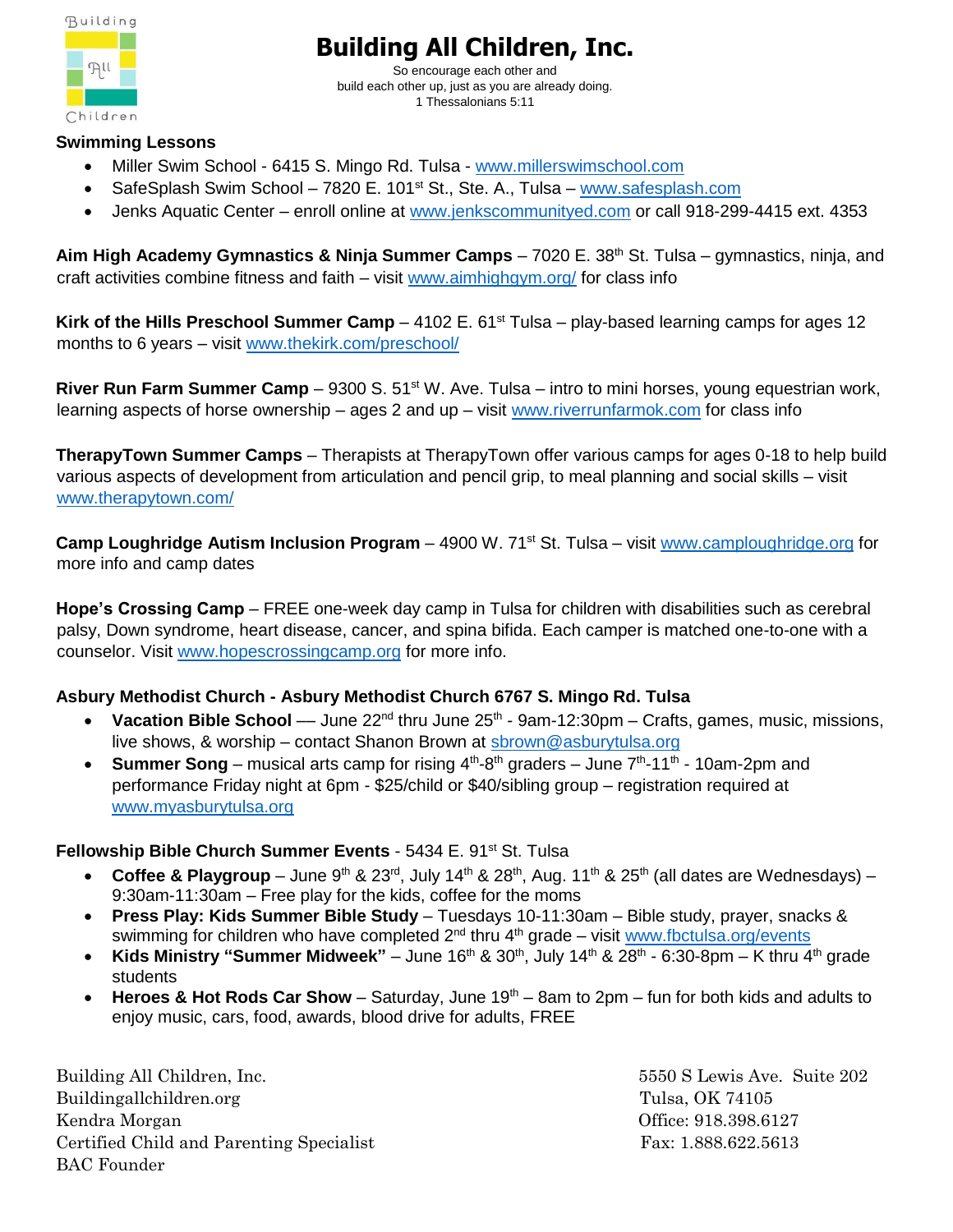# Building All Children, Inc.

So encourage each other and
build each other up, just as you are already doing.
1 Thessalonians 5:11

**Swimming Lessons**

- Miller Swim School - 6415 S. Mingo Rd. Tulsa - www.millerswimschool.com
- SafeSplash Swim School – 7820 E. 101st St., Ste. A., Tulsa – www.safesplash.com
- Jenks Aquatic Center – enroll online at www.jenkscommunityed.com or call 918-299-4415 ext. 4353

**Aim High Academy Gymnastics & Ninja Summer Camps** – 7020 E. 38th St. Tulsa – gymnastics, ninja, and craft activities combine fitness and faith – visit www.aimhighgym.org/ for class info

**Kirk of the Hills Preschool Summer Camp** – 4102 E. 61st Tulsa – play-based learning camps for ages 12 months to 6 years – visit www.thekirk.com/preschool/

**River Run Farm Summer Camp** – 9300 S. 51st W. Ave. Tulsa – intro to mini horses, young equestrian work, learning aspects of horse ownership – ages 2 and up – visit www.riverrunfarmok.com for class info

**TherapyTown Summer Camps** – Therapists at TherapyTown offer various camps for ages 0-18 to help build various aspects of development from articulation and pencil grip, to meal planning and social skills – visit www.therapytown.com/

**Camp Loughridge Autism Inclusion Program** – 4900 W. 71st St. Tulsa – visit www.camploughridge.org for more info and camp dates

**Hope's Crossing Camp** – FREE one-week day camp in Tulsa for children with disabilities such as cerebral palsy, Down syndrome, heart disease, cancer, and spina bifida. Each camper is matched one-to-one with a counselor. Visit www.hopescrossingcamp.org for more info.

**Asbury Methodist Church - Asbury Methodist Church 6767 S. Mingo Rd. Tulsa**

- **Vacation Bible School** –– June 22nd thru June 25th - 9am-12:30pm – Crafts, games, music, missions, live shows, & worship – contact Shanon Brown at sbrown@asburytulsa.org
- **Summer Song** – musical arts camp for rising 4th-8th graders – June 7th-11th - 10am-2pm and performance Friday night at 6pm - $25/child or $40/sibling group – registration required at www.myasburytulsa.org

**Fellowship Bible Church Summer Events** - 5434 E. 91st St. Tulsa

- **Coffee & Playgroup** – June 9th & 23rd, July 14th & 28th, Aug. 11th & 25th (all dates are Wednesdays) – 9:30am-11:30am – Free play for the kids, coffee for the moms
- **Press Play: Kids Summer Bible Study** – Tuesdays 10-11:30am – Bible study, prayer, snacks & swimming for children who have completed 2nd thru 4th grade – visit www.fbctulsa.org/events
- **Kids Ministry "Summer Midweek"** – June 16th & 30th, July 14th & 28th - 6:30-8pm – K thru 4th grade students
- **Heroes & Hot Rods Car Show** – Saturday, June 19th – 8am to 2pm – fun for both kids and adults to enjoy music, cars, food, awards, blood drive for adults, FREE

Building All Children, Inc.
Buildingallchildren.org
Kendra Morgan
Certified Child and Parenting Specialist
BAC Founder

5550 S Lewis Ave. Suite 202
Tulsa, OK 74105
Office: 918.398.6127
Fax: 1.888.622.5613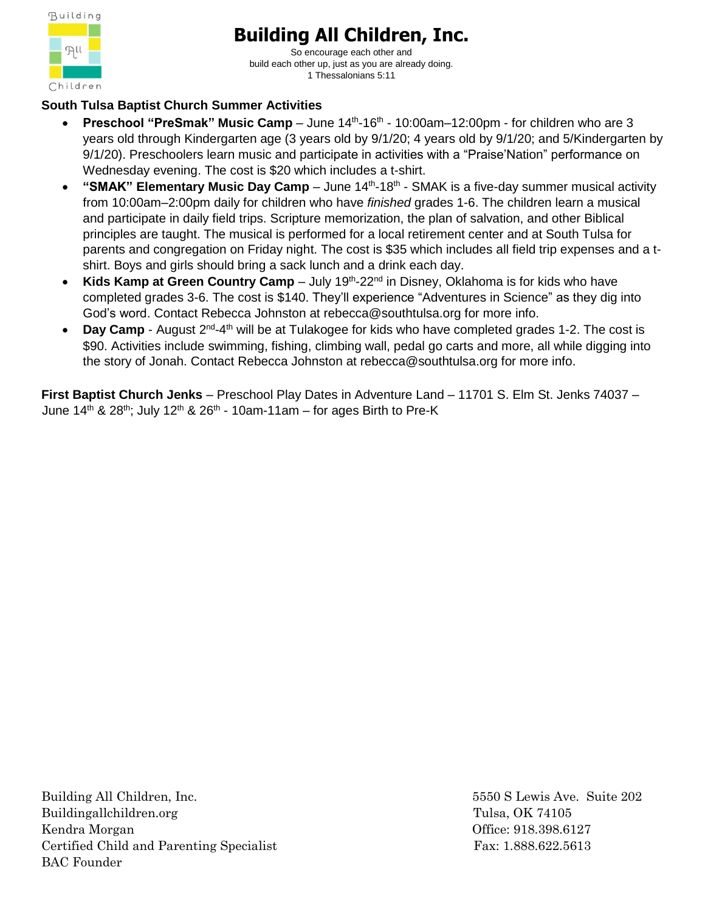# Building All Children, Inc.

So encourage each other and
build each other up, just as you are already doing.
1 Thessalonians 5:11

**South Tulsa Baptist Church Summer Activities**

- **Preschool "PreSmak" Music Camp** – June 14th-16th - 10:00am–12:00pm - for children who are 3 years old through Kindergarten age (3 years old by 9/1/20; 4 years old by 9/1/20; and 5/Kindergarten by 9/1/20). Preschoolers learn music and participate in activities with a "Praise'Nation" performance on Wednesday evening. The cost is $20 which includes a t-shirt.
- **"SMAK" Elementary Music Day Camp** – June 14th-18th - SMAK is a five-day summer musical activity from 10:00am–2:00pm daily for children who have *finished* grades 1-6. The children learn a musical and participate in daily field trips. Scripture memorization, the plan of salvation, and other Biblical principles are taught. The musical is performed for a local retirement center and at South Tulsa for parents and congregation on Friday night. The cost is $35 which includes all field trip expenses and a t-shirt. Boys and girls should bring a sack lunch and a drink each day.
- **Kids Kamp at Green Country Camp** – July 19th-22nd in Disney, Oklahoma is for kids who have completed grades 3-6. The cost is $140. They'll experience "Adventures in Science" as they dig into God's word. Contact Rebecca Johnston at rebecca@southtulsa.org for more info.
- **Day Camp** - August 2nd-4th will be at Tulakogee for kids who have completed grades 1-2. The cost is $90. Activities include swimming, fishing, climbing wall, pedal go carts and more, all while digging into the story of Jonah. Contact Rebecca Johnston at rebecca@southtulsa.org for more info.

**First Baptist Church Jenks** – Preschool Play Dates in Adventure Land – 11701 S. Elm St. Jenks 74037 – June 14th & 28th; July 12th & 26th - 10am-11am – for ages Birth to Pre-K

Building All Children, Inc.
Buildingallchildren.org
Kendra Morgan
Certified Child and Parenting Specialist
BAC Founder

5550 S Lewis Ave. Suite 202
Tulsa, OK 74105
Office: 918.398.6127
Fax: 1.888.622.5613